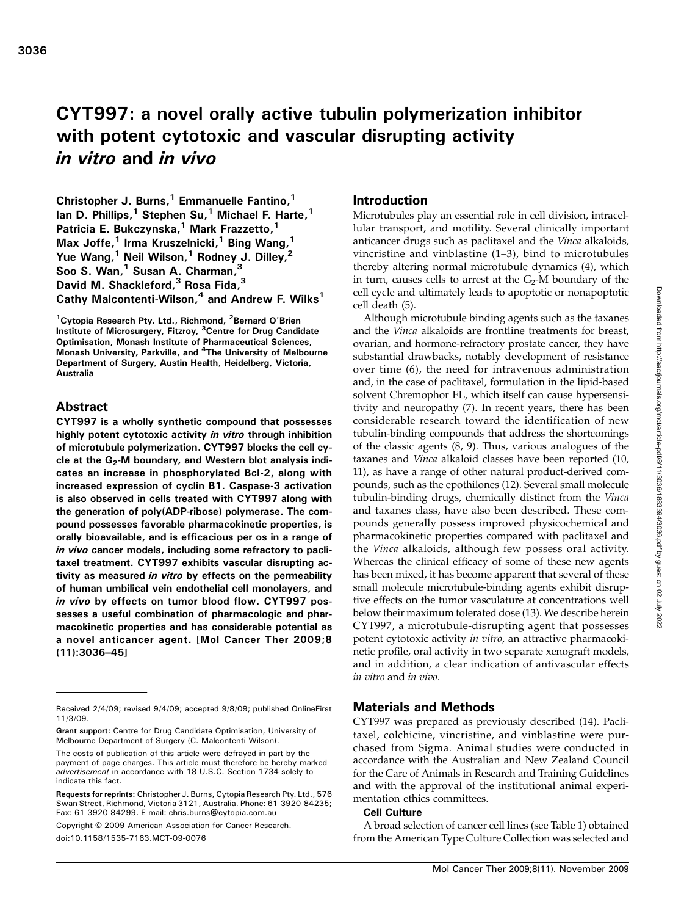# CYT997: a novel orally active tubulin polymerization inhibitor with potent cytotoxic and vascular disrupting activity *in vitro* and *in vivo*

**Christopher J. Burns,[1] Emmanuelle Fantino,[1] Ian D. Phillips,[1] Stephen Su,[1] Michael F. Harte,[1] Patricia E. Bukczynska,[1] Mark Frazzetto,[1] Max Joffe,[1] Irma Kruszelnicki,[1] Bing Wang,[1] Yue Wang,[1] Neil Wilson,[1] Rodney J. Dilley,[2] Soo S. Wan,[1] Susan A. Charman,[3] David M. Shackleford,[3] Rosa Fida,[3] Cathy Malcontenti-Wilson,[4] and Andrew F. Wilks[1]**

[1]Cytopia Research Pty. Ltd., Richmond, [2]Bernard O'Brien Institute of Microsurgery, Fitzroy, [3]Centre for Drug Candidate Optimisation, Monash Institute of Pharmaceutical Sciences, Monash University, Parkville, and [4]The University of Melbourne Department of Surgery, Austin Health, Heidelberg, Victoria, Australia

## Abstract

**CYT997 is a wholly synthetic compound that possesses highly potent cytotoxic activity *in vitro* through inhibition of microtubule polymerization. CYT997 blocks the cell cycle at the $G_2$-M boundary, and Western blot analysis indicates an increase in phosphorylated Bcl-2, along with increased expression of cyclin B1. Caspase-3 activation is also observed in cells treated with CYT997 along with the generation of poly(ADP-ribose) polymerase. The compound possesses favorable pharmacokinetic properties, is orally bioavailable, and is efficacious per os in a range of *in vivo* cancer models, including some refractory to paclitaxel treatment. CYT997 exhibits vascular disrupting activity as measured *in vitro* by effects on the permeability of human umbilical vein endothelial cell monolayers, and *in vivo* by effects on tumor blood flow. CYT997 possesses a useful combination of pharmacologic and pharmacokinetic properties and has considerable potential as a novel anticancer agent. [Mol Cancer Ther 2009;8(11):3036–45]**

## Introduction

Microtubules play an essential role in cell division, intracellular transport, and motility. Several clinically important anticancer drugs such as paclitaxel and the *Vinca* alkaloids, vincristine and vinblastine (1–3), bind to microtubules thereby altering normal microtubule dynamics (4), which in turn, causes cells to arrest at the $G_2$-M boundary of the cell cycle and ultimately leads to apoptotic or nonapoptotic cell death (5).

Although microtubule binding agents such as the taxanes and the *Vinca* alkaloids are frontline treatments for breast, ovarian, and hormone-refractory prostate cancer, they have substantial drawbacks, notably development of resistance over time (6), the need for intravenous administration and, in the case of paclitaxel, formulation in the lipid-based solvent Chremophor EL, which itself can cause hypersensitivity and neuropathy (7). In recent years, there has been considerable research toward the identification of new tubulin-binding compounds that address the shortcomings of the classic agents (8, 9). Thus, various analogues of the taxanes and *Vinca* alkaloid classes have been reported (10, 11), as have a range of other natural product-derived compounds, such as the epothilones (12). Several small molecule tubulin-binding drugs, chemically distinct from the *Vinca* and taxanes class, have also been described. These compounds generally possess improved physicochemical and pharmacokinetic properties compared with paclitaxel and the *Vinca* alkaloids, although few possess oral activity. Whereas the clinical efficacy of some of these new agents has been mixed, it has become apparent that several of these small molecule microtubule-binding agents exhibit disruptive effects on the tumor vasculature at concentrations well below their maximum tolerated dose (13). We describe herein CYT997, a microtubule-disrupting agent that possesses potent cytotoxic activity *in vitro*, an attractive pharmacokinetic profile, oral activity in two separate xenograft models, and in addition, a clear indication of antivascular effects *in vitro* and *in vivo*.

## Materials and Methods

CYT997 was prepared as previously described (14). Paclitaxel, colchicine, vincristine, and vinblastine were purchased from Sigma. Animal studies were conducted in accordance with the Australian and New Zealand Council for the Care of Animals in Research and Training Guidelines and with the approval of the institutional animal experimentation ethics committees.

### Cell Culture

A broad selection of cancer cell lines (see Table 1) obtained from the American Type Culture Collection was selected and

---

Received 2/4/09; revised 9/4/09; accepted 9/8/09; published OnlineFirst 11/3/09.

**Grant support:** Centre for Drug Candidate Optimisation, University of Melbourne Department of Surgery (C. Malcontenti-Wilson).

The costs of publication of this article were defrayed in part by the payment of page charges. This article must therefore be hereby marked *advertisement* in accordance with 18 U.S.C. Section 1734 solely to indicate this fact.

**Requests for reprints:** Christopher J. Burns, Cytopia Research Pty. Ltd., 576 Swan Street, Richmond, Victoria 3121, Australia. Phone: 61-3920-84235; Fax: 61-3920-84299. E-mail: chris.burns@cytopia.com.au

Copyright © 2009 American Association for Cancer Research.

doi:10.1158/1535-7163.MCT-09-0076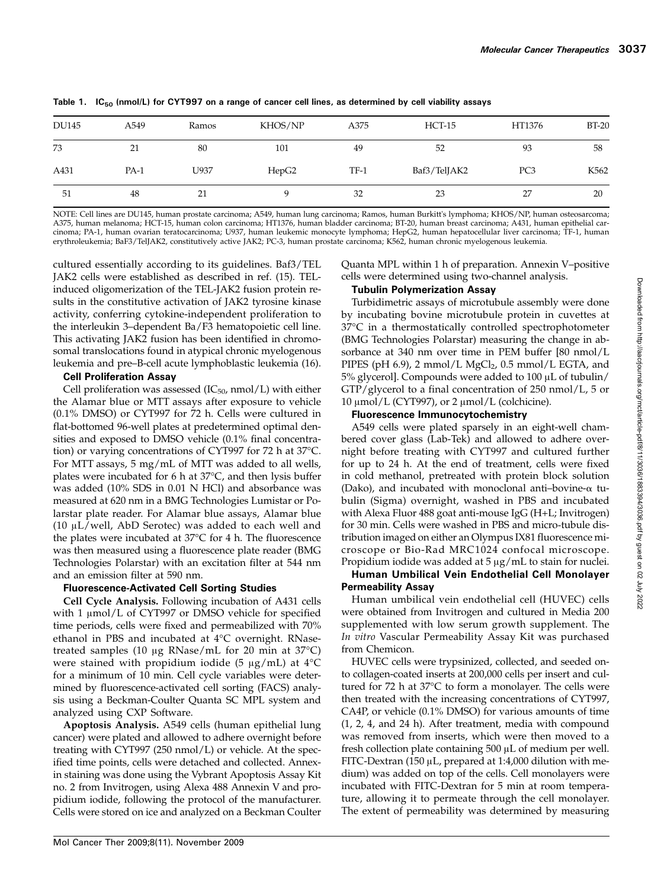Table 1. $IC_{50}$ (nmol/L) for CYT997 on a range of cancer cell lines, as determined by cell viability assays

| DU145 | A549 | Ramos | KHOS/NP | A375 | HCT-15 | HT1376 | BT-20 |
|---|---|---|---|---|---|---|---|
| 73 | 21 | 80 | 101 | 49 | 52 | 93 | 58 |
| A431 | PA-1 | U937 | HepG2 | TF-1 | Baf3/TelJAK2 | PC3 | K562 |
| 51 | 48 | 21 | 9 | 32 | 23 | 27 | 20 |

NOTE: Cell lines are DU145, human prostate carcinoma; A549, human lung carcinoma; Ramos, human Burkitt's lymphoma; KHOS/NP, human osteosarcoma; A375, human melanoma; HCT-15, human colon carcinoma; HT1376, human bladder carcinoma; BT-20, human breast carcinoma; A431, human epithelial carcinoma; PA-1, human ovarian teratocarcinoma; U937, human leukemic monocyte lymphoma; HepG2, human hepatocellular liver carcinoma; TF-1, human erythroleukemia; BaF3/TelJAK2, constitutively active JAK2; PC-3, human prostate carcinoma; K562, human chronic myelogenous leukemia.

cultured essentially according to its guidelines. Baf3/TEL JAK2 cells were established as described in ref. (15). TEL-induced oligomerization of the TEL-JAK2 fusion protein results in the constitutive activation of JAK2 tyrosine kinase activity, conferring cytokine-independent proliferation to the interleukin 3–dependent Ba/F3 hematopoietic cell line. This activating JAK2 fusion has been identified in chromosomal translocations found in atypical chronic myelogenous leukemia and pre–B-cell acute lymphoblastic leukemia (16).

### Cell Proliferation Assay

Cell proliferation was assessed ($IC_{50}$, nmol/L) with either the Alamar blue or MTT assays after exposure to vehicle (0.1% DMSO) or CYT997 for 72 h. Cells were cultured in flat-bottomed 96-well plates at predetermined optimal densities and exposed to DMSO vehicle (0.1% final concentration) or varying concentrations of CYT997 for 72 h at 37°C. For MTT assays, 5 mg/mL of MTT was added to all wells, plates were incubated for 6 h at 37°C, and then lysis buffer was added (10% SDS in 0.01 N HCl) and absorbance was measured at 620 nm in a BMG Technologies Lumistar or Polarstar plate reader. For Alamar blue assays, Alamar blue (10 μL/well, AbD Serotec) was added to each well and the plates were incubated at 37°C for 4 h. The fluorescence was then measured using a fluorescence plate reader (BMG Technologies Polarstar) with an excitation filter at 544 nm and an emission filter at 590 nm.

### Fluorescence-Activated Cell Sorting Studies

**Cell Cycle Analysis.** Following incubation of A431 cells with 1 μmol/L of CYT997 or DMSO vehicle for specified time periods, cells were fixed and permeabilized with 70% ethanol in PBS and incubated at 4°C overnight. RNase-treated samples (10 μg RNase/mL for 20 min at 37°C) were stained with propidium iodide (5 μg/mL) at 4°C for a minimum of 10 min. Cell cycle variables were determined by fluorescence-activated cell sorting (FACS) analysis using a Beckman-Coulter Quanta SC MPL system and analyzed using CXP Software.

**Apoptosis Analysis.** A549 cells (human epithelial lung cancer) were plated and allowed to adhere overnight before treating with CYT997 (250 nmol/L) or vehicle. At the specified time points, cells were detached and collected. Annexin staining was done using the Vybrant Apoptosis Assay Kit no. 2 from Invitrogen, using Alexa 488 Annexin V and propidium iodide, following the protocol of the manufacturer. Cells were stored on ice and analyzed on a Beckman Coulter Quanta MPL within 1 h of preparation. Annexin V–positive cells were determined using two-channel analysis.

### Tubulin Polymerization Assay

Turbidimetric assays of microtubule assembly were done by incubating bovine microtubule protein in cuvettes at 37°C in a thermostatically controlled spectrophotometer (BMG Technologies Polarstar) measuring the change in absorbance at 340 nm over time in PEM buffer [80 nmol/L PIPES (pH 6.9), 2 mmol/L $MgCl_2$, 0.5 mmol/L EGTA, and 5% glycerol]. Compounds were added to 100 μL of tubulin/GTP/glycerol to a final concentration of 250 nmol/L, 5 or 10 μmol/L (CYT997), or 2 μmol/L (colchicine).

### Fluorescence Immunocytochemistry

A549 cells were plated sparsely in an eight-well chambered cover glass (Lab-Tek) and allowed to adhere overnight before treating with CYT997 and cultured further for up to 24 h. At the end of treatment, cells were fixed in cold methanol, pretreated with protein block solution (Dako), and incubated with monoclonal anti–bovine-α tubulin (Sigma) overnight, washed in PBS and incubated with Alexa Fluor 488 goat anti-mouse IgG (H+L; Invitrogen) for 30 min. Cells were washed in PBS and micro-tubule distribution imaged on either an Olympus IX81 fluorescence microscope or Bio-Rad MRC1024 confocal microscope. Propidium iodide was added at 5 μg/mL to stain for nuclei.

### Human Umbilical Vein Endothelial Cell Monolayer Permeability Assay

Human umbilical vein endothelial cell (HUVEC) cells were obtained from Invitrogen and cultured in Media 200 supplemented with low serum growth supplement. The *In vitro* Vascular Permeability Assay Kit was purchased from Chemicon.

HUVEC cells were trypsinized, collected, and seeded onto collagen-coated inserts at 200,000 cells per insert and cultured for 72 h at 37°C to form a monolayer. The cells were then treated with the increasing concentrations of CYT997, CA4P, or vehicle (0.1% DMSO) for various amounts of time (1, 2, 4, and 24 h). After treatment, media with compound was removed from inserts, which were then moved to a fresh collection plate containing 500 μL of medium per well. FITC-Dextran (150 μL, prepared at 1:4,000 dilution with medium) was added on top of the cells. Cell monolayers were incubated with FITC-Dextran for 5 min at room temperature, allowing it to permeate through the cell monolayer. The extent of permeability was determined by measuring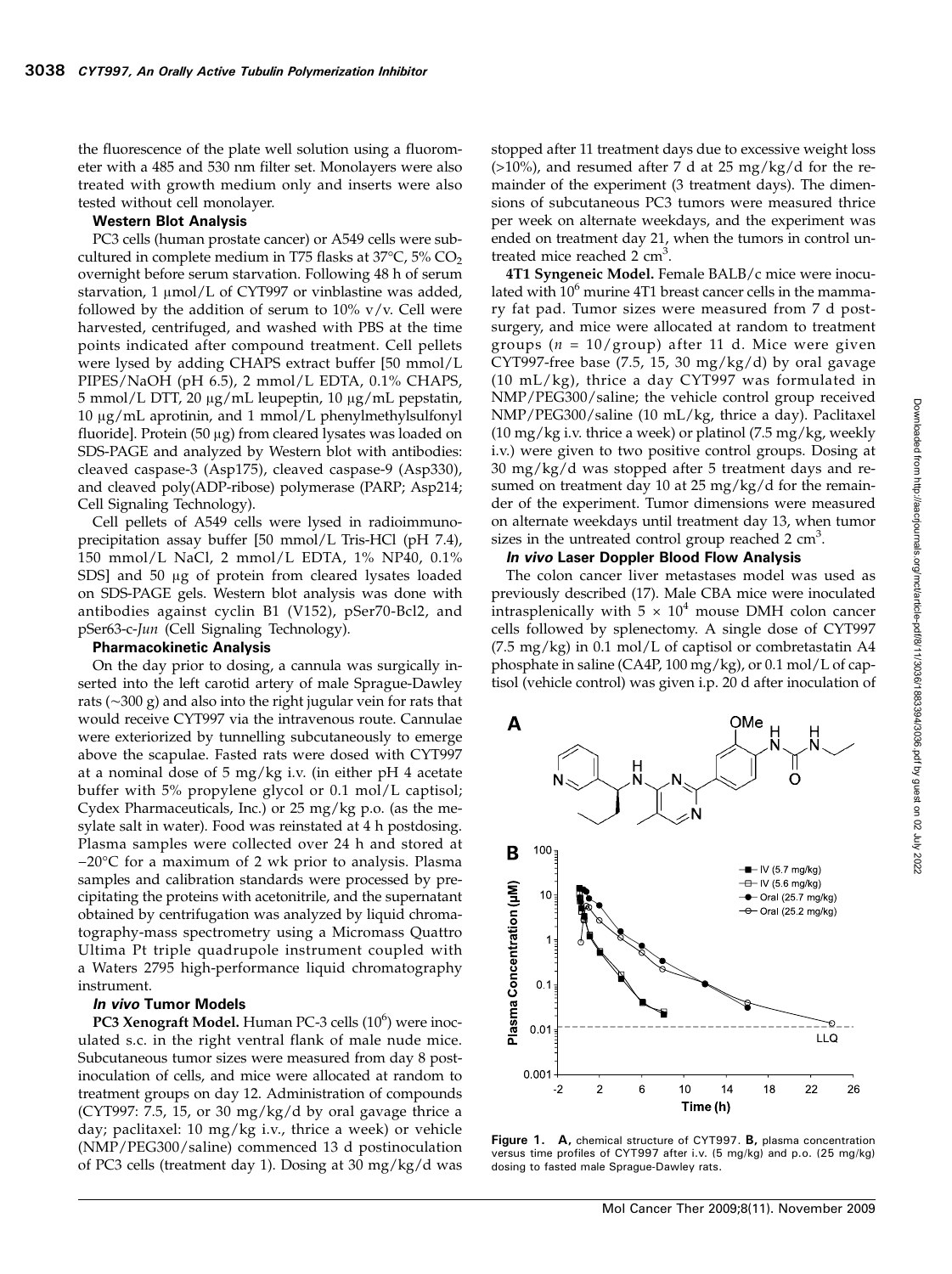the fluorescence of the plate well solution using a fluorometer with a 485 and 530 nm filter set. Monolayers were also treated with growth medium only and inserts were also tested without cell monolayer.

### Western Blot Analysis

PC3 cells (human prostate cancer) or A549 cells were subcultured in complete medium in T75 flasks at 37°C, 5% $CO_2$ overnight before serum starvation. Following 48 h of serum starvation, 1 μmol/L of CYT997 or vinblastine was added, followed by the addition of serum to 10% v/v. Cell were harvested, centrifuged, and washed with PBS at the time points indicated after compound treatment. Cell pellets were lysed by adding CHAPS extract buffer [50 mmol/L PIPES/NaOH (pH 6.5), 2 mmol/L EDTA, 0.1% CHAPS, 5 mmol/L DTT, 20 μg/mL leupeptin, 10 μg/mL pepstatin, 10 μg/mL aprotinin, and 1 mmol/L phenylmethylsulfonyl fluoride]. Protein (50 μg) from cleared lysates was loaded on SDS-PAGE and analyzed by Western blot with antibodies: cleaved caspase-3 (Asp175), cleaved caspase-9 (Asp330), and cleaved poly(ADP-ribose) polymerase (PARP; Asp214; Cell Signaling Technology).

Cell pellets of A549 cells were lysed in radioimmunoprecipitation assay buffer [50 mmol/L Tris-HCl (pH 7.4), 150 mmol/L NaCl, 2 mmol/L EDTA, 1% NP40, 0.1% SDS] and 50 μg of protein from cleared lysates loaded on SDS-PAGE gels. Western blot analysis was done with antibodies against cyclin B1 (V152), pSer70-Bcl2, and pSer63-c-*Jun* (Cell Signaling Technology).

### Pharmacokinetic Analysis

On the day prior to dosing, a cannula was surgically inserted into the left carotid artery of male Sprague-Dawley rats (~300 g) and also into the right jugular vein for rats that would receive CYT997 via the intravenous route. Cannulae were exteriorized by tunnelling subcutaneously to emerge above the scapulae. Fasted rats were dosed with CYT997 at a nominal dose of 5 mg/kg i.v. (in either pH 4 acetate buffer with 5% propylene glycol or 0.1 mol/L captisol; Cydex Pharmaceuticals, Inc.) or 25 mg/kg p.o. (as the mesylate salt in water). Food was reinstated at 4 h postdosing. Plasma samples were collected over 24 h and stored at −20°C for a maximum of 2 wk prior to analysis. Plasma samples and calibration standards were processed by precipitating the proteins with acetonitrile, and the supernatant obtained by centrifugation was analyzed by liquid chromatography-mass spectrometry using a Micromass Quattro Ultima Pt triple quadrupole instrument coupled with a Waters 2795 high-performance liquid chromatography instrument.

### *In vivo* Tumor Models

**PC3 Xenograft Model.** Human PC-3 cells ($10^6$) were inoculated s.c. in the right ventral flank of male nude mice. Subcutaneous tumor sizes were measured from day 8 postinoculation of cells, and mice were allocated at random to treatment groups on day 12. Administration of compounds (CYT997: 7.5, 15, or 30 mg/kg/d by oral gavage thrice a day; paclitaxel: 10 mg/kg i.v., thrice a week) or vehicle (NMP/PEG300/saline) commenced 13 d postinoculation of PC3 cells (treatment day 1). Dosing at 30 mg/kg/d was stopped after 11 treatment days due to excessive weight loss (>10%), and resumed after 7 d at 25 mg/kg/d for the remainder of the experiment (3 treatment days). The dimensions of subcutaneous PC3 tumors were measured thrice per week on alternate weekdays, and the experiment was ended on treatment day 21, when the tumors in control untreated mice reached 2 $cm^3$.

**4T1 Syngeneic Model.** Female BALB/c mice were inoculated with $10^6$ murine 4T1 breast cancer cells in the mammary fat pad. Tumor sizes were measured from 7 d postsurgery, and mice were allocated at random to treatment groups ($n$ = 10/group) after 11 d. Mice were given CYT997-free base (7.5, 15, 30 mg/kg/d) by oral gavage (10 mL/kg), thrice a day CYT997 was formulated in NMP/PEG300/saline; the vehicle control group received NMP/PEG300/saline (10 mL/kg, thrice a day). Paclitaxel (10 mg/kg i.v. thrice a week) or platinol (7.5 mg/kg, weekly i.v.) were given to two positive control groups. Dosing at 30 mg/kg/d was stopped after 5 treatment days and resumed on treatment day 10 at 25 mg/kg/d for the remainder of the experiment. Tumor dimensions were measured on alternate weekdays until treatment day 13, when tumor sizes in the untreated control group reached 2 $cm^3$.

### *In vivo* Laser Doppler Blood Flow Analysis

The colon cancer liver metastases model was used as previously described (17). Male CBA mice were inoculated intrasplenically with $5 \times 10^4$ mouse DMH colon cancer cells followed by splenectomy. A single dose of CYT997 (7.5 mg/kg) in 0.1 mol/L of captisol or combretastatin A4 phosphate in saline (CA4P, 100 mg/kg), or 0.1 mol/L of captisol (vehicle control) was given i.p. 20 d after inoculation of

**Figure 1. A,** chemical structure of CYT997. **B,** plasma concentration versus time profiles of CYT997 after i.v. (5 mg/kg) and p.o. (25 mg/kg) dosing to fasted male Sprague-Dawley rats.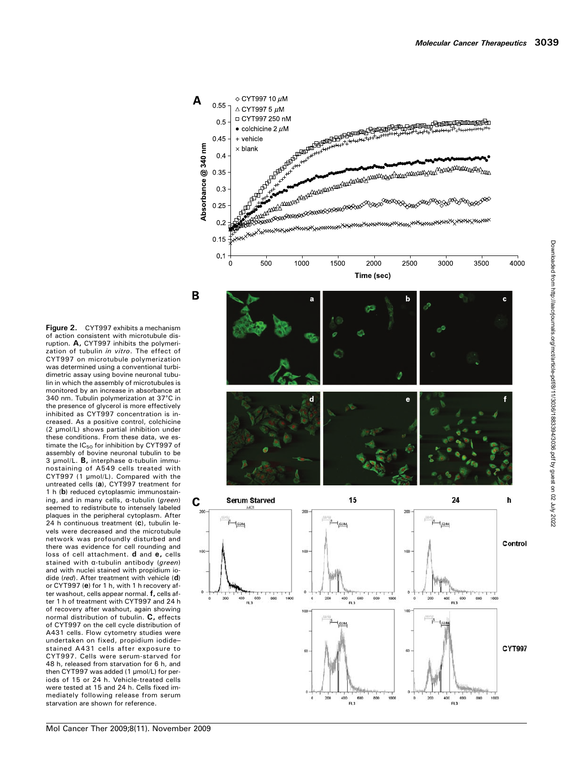**Figure 2.** CYT997 exhibits a mechanism of action consistent with microtubule disruption. **A,** CYT997 inhibits the polymerization of tubulin *in vitro*. The effect of CYT997 on microtubule polymerization was determined using a conventional turbidimetric assay using bovine neuronal tubulin in which the assembly of microtubules is monitored by an increase in absorbance at 340 nm. Tubulin polymerization at 37°C in the presence of glycerol is more effectively inhibited as CYT997 concentration is increased. As a positive control, colchicine (2 μmol/L) shows partial inhibition under these conditions. From these data, we estimate the $IC_{50}$ for inhibition by CYT997 of assembly of bovine neuronal tubulin to be 3 μmol/L. **B,** interphase α-tubulin immunostaining of A549 cells treated with CYT997 (1 μmol/L). Compared with the untreated cells (**a**), CYT997 treatment for 1 h (**b**) reduced cytoplasmic immunostaining, and in many cells, α-tubulin (*green*) seemed to redistribute to intensely labeled plaques in the peripheral cytoplasm. After 24 h continuous treatment (**c**), tubulin levels were decreased and the microtubule network was profoundly disturbed and there was evidence for cell rounding and loss of cell attachment. **d** and **e,** cells stained with α-tubulin antibody (*green*) and with nuclei stained with propidium iodide (*red*). After treatment with vehicle (**d**) or CYT997 (**e**) for 1 h, with 1 h recovery after washout, cells appear normal. **f,** cells after 1 h of treatment with CYT997 and 24 h of recovery after washout, again showing normal distribution of tubulin. **C,** effects of CYT997 on the cell cycle distribution of A431 cells. Flow cytometry studies were undertaken on fixed, propidium iodide–stained A431 cells after exposure to CYT997. Cells were serum-starved for 48 h, released from starvation for 6 h, and then CYT997 was added (1 μmol/L) for periods of 15 or 24 h. Vehicle-treated cells were tested at 15 and 24 h. Cells fixed immediately following release from serum starvation are shown for reference.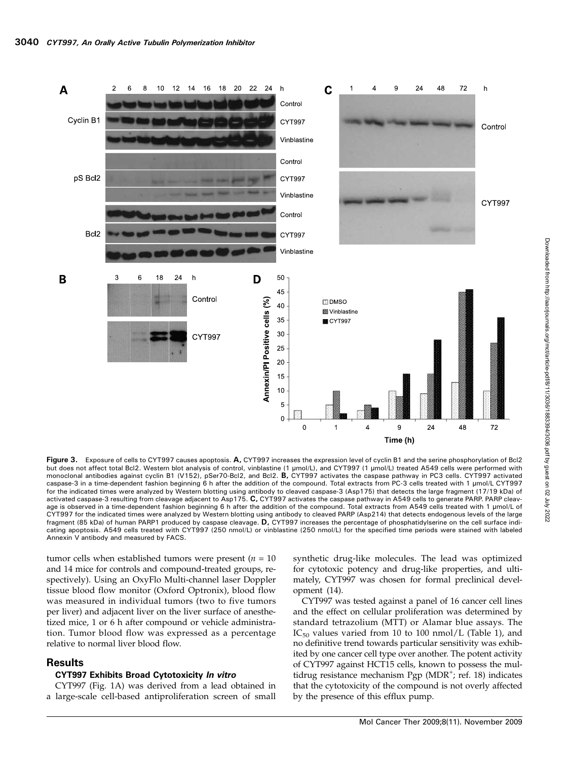**Figure 3.** Exposure of cells to CYT997 causes apoptosis. **A,** CYT997 increases the expression level of cyclin B1 and the serine phosphorylation of Bcl2 but does not affect total Bcl2. Western blot analysis of control, vinblastine (1 µmol/L), and CYT997 (1 µmol/L) treated A549 cells were performed with monoclonal antibodies against cyclin B1 (V152), pSer70-Bcl2, and Bcl2. **B,** CYT997 activates the caspase pathway in PC3 cells. CYT997 activated caspase-3 in a time-dependent fashion beginning 6 h after the addition of the compound. Total extracts from PC-3 cells treated with 1 µmol/L CYT997 for the indicated times were analyzed by Western blotting using antibody to cleaved caspase-3 (Asp175) that detects the large fragment (17/19 kDa) of activated caspase-3 resulting from cleavage adjacent to Asp175. **C,** CYT997 activates the caspase pathway in A549 cells to generate PARP. PARP cleavage is observed in a time-dependent fashion beginning 6 h after the addition of the compound. Total extracts from A549 cells treated with 1 µmol/L of CYT997 for the indicated times were analyzed by Western blotting using antibody to cleaved PARP (Asp214) that detects endogenous levels of the large fragment (85 kDa) of human PARP1 produced by caspase cleavage. **D,** CYT997 increases the percentage of phosphatidylserine on the cell surface indicating apoptosis. A549 cells treated with CYT997 (250 nmol/L) or vinblastine (250 nmol/L) for the specified time periods were stained with labeled Annexin V antibody and measured by FACS.

tumor cells when established tumors were present ($n$ = 10 and 14 mice for controls and compound-treated groups, respectively). Using an OxyFlo Multi-channel laser Doppler tissue blood flow monitor (Oxford Optronix), blood flow was measured in individual tumors (two to five tumors per liver) and adjacent liver on the liver surface of anesthetized mice, 1 or 6 h after compound or vehicle administration. Tumor blood flow was expressed as a percentage relative to normal liver blood flow.

## Results

### CYT997 Exhibits Broad Cytotoxicity *In vitro*

CYT997 (Fig. 1A) was derived from a lead obtained in a large-scale cell-based antiproliferation screen of small synthetic drug-like molecules. The lead was optimized for cytotoxic potency and drug-like properties, and ultimately, CYT997 was chosen for formal preclinical development (14).

CYT997 was tested against a panel of 16 cancer cell lines and the effect on cellular proliferation was determined by standard tetrazolium (MTT) or Alamar blue assays. The $IC_{50}$ values varied from 10 to 100 nmol/L (Table 1), and no definitive trend towards particular sensitivity was exhibited by one cancer cell type over another. The potent activity of CYT997 against HCT15 cells, known to possess the multidrug resistance mechanism Pgp ($MDR^+$; ref. 18) indicates that the cytotoxicity of the compound is not overly affected by the presence of this efflux pump.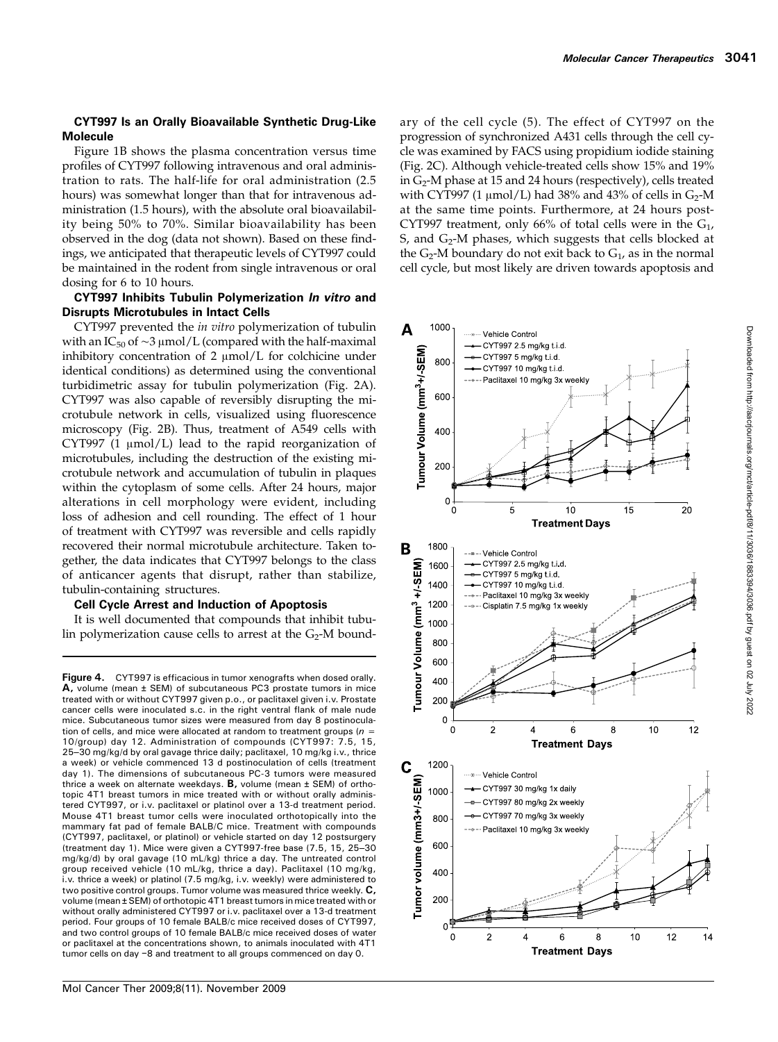### CYT997 Is an Orally Bioavailable Synthetic Drug-Like Molecule

Figure 1B shows the plasma concentration versus time profiles of CYT997 following intravenous and oral administration to rats. The half-life for oral administration (2.5 hours) was somewhat longer than that for intravenous administration (1.5 hours), with the absolute oral bioavailability being 50% to 70%. Similar bioavailability has been observed in the dog (data not shown). Based on these findings, we anticipated that therapeutic levels of CYT997 could be maintained in the rodent from single intravenous or oral dosing for 6 to 10 hours.

### CYT997 Inhibits Tubulin Polymerization *In vitro* and Disrupts Microtubules in Intact Cells

CYT997 prevented the *in vitro* polymerization of tubulin with an $IC_{50}$ of ~3 μmol/L (compared with the half-maximal inhibitory concentration of 2 μmol/L for colchicine under identical conditions) as determined using the conventional turbidimetric assay for tubulin polymerization (Fig. 2A). CYT997 was also capable of reversibly disrupting the microtubule network in cells, visualized using fluorescence microscopy (Fig. 2B). Thus, treatment of A549 cells with CYT997 (1 μmol/L) lead to the rapid reorganization of microtubules, including the destruction of the existing microtubule network and accumulation of tubulin in plaques within the cytoplasm of some cells. After 24 hours, major alterations in cell morphology were evident, including loss of adhesion and cell rounding. The effect of 1 hour of treatment with CYT997 was reversible and cells rapidly recovered their normal microtubule architecture. Taken together, the data indicates that CYT997 belongs to the class of anticancer agents that disrupt, rather than stabilize, tubulin-containing structures.

### Cell Cycle Arrest and Induction of Apoptosis

It is well documented that compounds that inhibit tubulin polymerization cause cells to arrest at the $G_2$-M boundary of the cell cycle (5). The effect of CYT997 on the progression of synchronized A431 cells through the cell cycle was examined by FACS using propidium iodide staining (Fig. 2C). Although vehicle-treated cells show 15% and 19% in $G_2$-M phase at 15 and 24 hours (respectively), cells treated with CYT997 (1 μmol/L) had 38% and 43% of cells in $G_2$-M at the same time points. Furthermore, at 24 hours post-CYT997 treatment, only 66% of total cells were in the $G_1$, S, and $G_2$-M phases, which suggests that cells blocked at the $G_2$-M boundary do not exit back to $G_1$, as in the normal cell cycle, but most likely are driven towards apoptosis and

**Figure 4.** CYT997 is efficacious in tumor xenografts when dosed orally. **A,** volume (mean ± SEM) of subcutaneous PC3 prostate tumors in mice treated with or without CYT997 given p.o., or paclitaxel given i.v. Prostate cancer cells were inoculated s.c. in the right ventral flank of male nude mice. Subcutaneous tumor sizes were measured from day 8 postinoculation of cells, and mice were allocated at random to treatment groups ($n$ = 10/group) day 12. Administration of compounds (CYT997: 7.5, 15, 25–30 mg/kg/d by oral gavage thrice daily; paclitaxel, 10 mg/kg i.v., thrice a week) or vehicle commenced 13 d postinoculation of cells (treatment day 1). The dimensions of subcutaneous PC-3 tumors were measured thrice a week on alternate weekdays. **B,** volume (mean ± SEM) of orthotopic 4T1 breast tumors in mice treated with or without orally administered CYT997, or i.v. paclitaxel or platinol over a 13-d treatment period. Mouse 4T1 breast tumor cells were inoculated orthotopically into the mammary fat pad of female BALB/C mice. Treatment with compounds (CYT997, paclitaxel, or platinol) or vehicle started on day 12 postsurgery (treatment day 1). Mice were given a CYT997-free base (7.5, 15, 25–30 mg/kg/d) by oral gavage (10 mL/kg) thrice a day. The untreated control group received vehicle (10 mL/kg, thrice a day). Paclitaxel (10 mg/kg, i.v. thrice a week) or platinol (7.5 mg/kg, i.v. weekly) were administered to two positive control groups. Tumor volume was measured thrice weekly. **C,** volume (mean ± SEM) of orthotopic 4T1 breast tumors in mice treated with or without orally administered CYT997 or i.v. paclitaxel over a 13-d treatment period. Four groups of 10 female BALB/c mice received doses of CYT997, and two control groups of 10 female BALB/c mice received doses of water or paclitaxel at the concentrations shown, to animals inoculated with 4T1 tumor cells on day −8 and treatment to all groups commenced on day 0.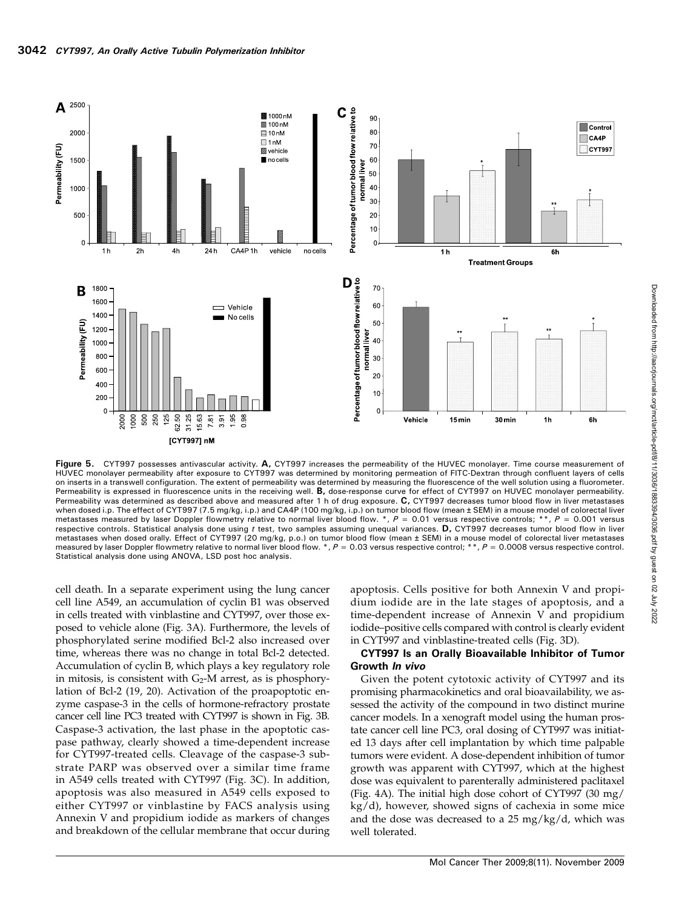Figure 5. CYT997 possesses antivascular activity. **A,** CYT997 increases the permeability of the HUVEC monolayer. Time course measurement of HUVEC monolayer permeability after exposure to CYT997 was determined by monitoring permeation of FITC-Dextran through confluent layers of cells on inserts in a transwell configuration. The extent of permeability was determined by measuring the fluorescence of the well solution using a fluorometer. Permeability is expressed in fluorescence units in the receiving well. **B,** dose-response curve for effect of CYT997 on HUVEC monolayer permeability. Permeability was determined as described above and measured after 1 h of drug exposure. **C,** CYT997 decreases tumor blood flow in liver metastases when dosed i.p. The effect of CYT997 (7.5 mg/kg, i.p.) and CA4P (100 mg/kg, i.p.) on tumor blood flow (mean ± SEM) in a mouse model of colorectal liver metastases measured by laser Doppler flowmetry relative to normal liver blood flow. *, $P$ = 0.01 versus respective controls; **, $P$ = 0.001 versus respective controls. Statistical analysis done using $t$ test, two samples assuming unequal variances. **D,** CYT997 decreases tumor blood flow in liver metastases when dosed orally. Effect of CYT997 (20 mg/kg, p.o.) on tumor blood flow (mean ± SEM) in a mouse model of colorectal liver metastases measured by laser Doppler flowmetry relative to normal liver blood flow. *, $P$ = 0.03 versus respective control; **, $P$ = 0.0008 versus respective control. Statistical analysis done using ANOVA, LSD post hoc analysis.

cell death. In a separate experiment using the lung cancer cell line A549, an accumulation of cyclin B1 was observed in cells treated with vinblastine and CYT997, over those exposed to vehicle alone (Fig. 3A). Furthermore, the levels of phosphorylated serine modified Bcl-2 also increased over time, whereas there was no change in total Bcl-2 detected. Accumulation of cyclin B, which plays a key regulatory role in mitosis, is consistent with $G_2$-M arrest, as is phosphorylation of Bcl-2 (19, 20). Activation of the proapoptotic enzyme caspase-3 in the cells of hormone-refractory prostate cancer cell line PC3 treated with CYT997 is shown in Fig. 3B. Caspase-3 activation, the last phase in the apoptotic caspase pathway, clearly showed a time-dependent increase for CYT997-treated cells. Cleavage of the caspase-3 substrate PARP was observed over a similar time frame in A549 cells treated with CYT997 (Fig. 3C). In addition, apoptosis was also measured in A549 cells exposed to either CYT997 or vinblastine by FACS analysis using Annexin V and propidium iodide as markers of changes and breakdown of the cellular membrane that occur during apoptosis. Cells positive for both Annexin V and propidium iodide are in the late stages of apoptosis, and a time-dependent increase of Annexin V and propidium iodide–positive cells compared with control is clearly evident in CYT997 and vinblastine-treated cells (Fig. 3D).

### CYT997 Is an Orally Bioavailable Inhibitor of Tumor Growth *In vivo*

Given the potent cytotoxic activity of CYT997 and its promising pharmacokinetics and oral bioavailability, we assessed the activity of the compound in two distinct murine cancer models. In a xenograft model using the human prostate cancer cell line PC3, oral dosing of CYT997 was initiated 13 days after cell implantation by which time palpable tumors were evident. A dose-dependent inhibition of tumor growth was apparent with CYT997, which at the highest dose was equivalent to parenterally administered paclitaxel (Fig. 4A). The initial high dose cohort of CYT997 (30 mg/kg/d), however, showed signs of cachexia in some mice and the dose was decreased to a 25 mg/kg/d, which was well tolerated.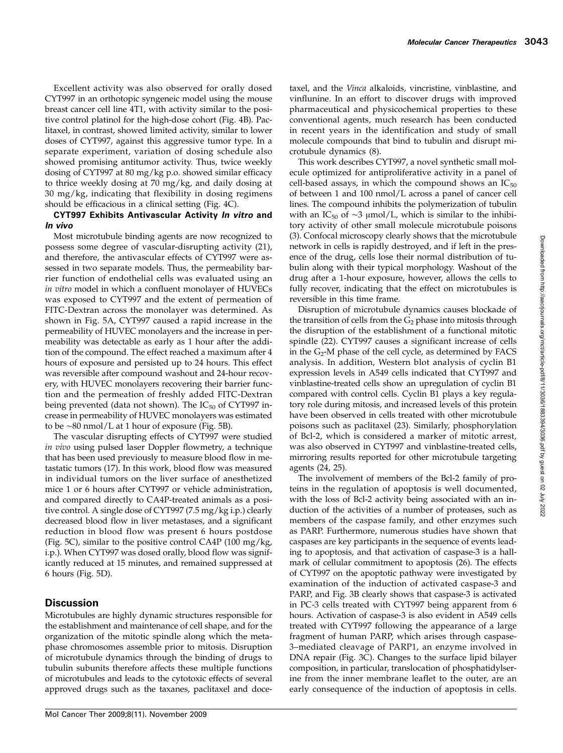Excellent activity was also observed for orally dosed CYT997 in an orthotopic syngeneic model using the mouse breast cancer cell line 4T1, with activity similar to the positive control platinol for the high-dose cohort (Fig. 4B). Paclitaxel, in contrast, showed limited activity, similar to lower doses of CYT997, against this aggressive tumor type. In a separate experiment, variation of dosing schedule also showed promising antitumor activity. Thus, twice weekly dosing of CYT997 at 80 mg/kg p.o. showed similar efficacy to thrice weekly dosing at 70 mg/kg, and daily dosing at 30 mg/kg, indicating that flexibility in dosing regimens should be efficacious in a clinical setting (Fig. 4C).

### CYT997 Exhibits Antivascular Activity *In vitro* and *In vivo*

Most microtubule binding agents are now recognized to possess some degree of vascular-disrupting activity (21), and therefore, the antivascular effects of CYT997 were assessed in two separate models. Thus, the permeability barrier function of endothelial cells was evaluated using an *in vitro* model in which a confluent monolayer of HUVECs was exposed to CYT997 and the extent of permeation of FITC-Dextran across the monolayer was determined. As shown in Fig. 5A, CYT997 caused a rapid increase in the permeability of HUVEC monolayers and the increase in permeability was detectable as early as 1 hour after the addition of the compound. The effect reached a maximum after 4 hours of exposure and persisted up to 24 hours. This effect was reversible after compound washout and 24-hour recovery, with HUVEC monolayers recovering their barrier function and the permeation of freshly added FITC-Dextran being prevented (data not shown). The $IC_{50}$ of CYT997 increase in permeability of HUVEC monolayers was estimated to be ~80 nmol/L at 1 hour of exposure (Fig. 5B).

The vascular disrupting effects of CYT997 were studied *in vivo* using pulsed laser Doppler flowmetry, a technique that has been used previously to measure blood flow in metastatic tumors (17). In this work, blood flow was measured in individual tumors on the liver surface of anesthetized mice 1 or 6 hours after CYT997 or vehicle administration, and compared directly to CA4P-treated animals as a positive control. A single dose of CYT997 (7.5 mg/kg i.p.) clearly decreased blood flow in liver metastases, and a significant reduction in blood flow was present 6 hours postdose (Fig. 5C), similar to the positive control CA4P (100 mg/kg, i.p.). When CYT997 was dosed orally, blood flow was significantly reduced at 15 minutes, and remained suppressed at 6 hours (Fig. 5D).

## Discussion

Microtubules are highly dynamic structures responsible for the establishment and maintenance of cell shape, and for the organization of the mitotic spindle along which the metaphase chromosomes assemble prior to mitosis. Disruption of microtubule dynamics through the binding of drugs to tubulin subunits therefore affects these multiple functions of microtubules and leads to the cytotoxic effects of several approved drugs such as the taxanes, paclitaxel and docetaxel, and the *Vinca* alkaloids, vincristine, vinblastine, and vinflunine. In an effort to discover drugs with improved pharmaceutical and physicochemical properties to these conventional agents, much research has been conducted in recent years in the identification and study of small molecule compounds that bind to tubulin and disrupt microtubule dynamics (8).

This work describes CYT997, a novel synthetic small molecule optimized for antiproliferative activity in a panel of cell-based assays, in which the compound shows an $IC_{50}$ of between 1 and 100 nmol/L across a panel of cancer cell lines. The compound inhibits the polymerization of tubulin with an $IC_{50}$ of ~3 μmol/L, which is similar to the inhibitory activity of other small molecule microtubule poisons (3). Confocal microscopy clearly shows that the microtubule network in cells is rapidly destroyed, and if left in the presence of the drug, cells lose their normal distribution of tubulin along with their typical morphology. Washout of the drug after a 1-hour exposure, however, allows the cells to fully recover, indicating that the effect on microtubules is reversible in this time frame.

Disruption of microtubule dynamics causes blockade of the transition of cells from the $G_2$ phase into mitosis through the disruption of the establishment of a functional mitotic spindle (22). CYT997 causes a significant increase of cells in the $G_2$-M phase of the cell cycle, as determined by FACS analysis. In addition, Western blot analysis of cyclin B1 expression levels in A549 cells indicated that CYT997 and vinblastine-treated cells show an upregulation of cyclin B1 compared with control cells. Cyclin B1 plays a key regulatory role during mitosis, and increased levels of this protein have been observed in cells treated with other microtubule poisons such as paclitaxel (23). Similarly, phosphorylation of Bcl-2, which is considered a marker of mitotic arrest, was also observed in CYT997 and vinblastine-treated cells, mirroring results reported for other microtubule targeting agents (24, 25).

The involvement of members of the Bcl-2 family of proteins in the regulation of apoptosis is well documented, with the loss of Bcl-2 activity being associated with an induction of the activities of a number of proteases, such as members of the caspase family, and other enzymes such as PARP. Furthermore, numerous studies have shown that caspases are key participants in the sequence of events leading to apoptosis, and that activation of caspase-3 is a hallmark of cellular commitment to apoptosis (26). The effects of CYT997 on the apoptotic pathway were investigated by examination of the induction of activated caspase-3 and PARP, and Fig. 3B clearly shows that caspase-3 is activated in PC-3 cells treated with CYT997 being apparent from 6 hours. Activation of caspase-3 is also evident in A549 cells treated with CYT997 following the appearance of a large fragment of human PARP, which arises through caspase-3–mediated cleavage of PARP1, an enzyme involved in DNA repair (Fig. 3C). Changes to the surface lipid bilayer composition, in particular, translocation of phosphatidylserine from the inner membrane leaflet to the outer, are an early consequence of the induction of apoptosis in cells.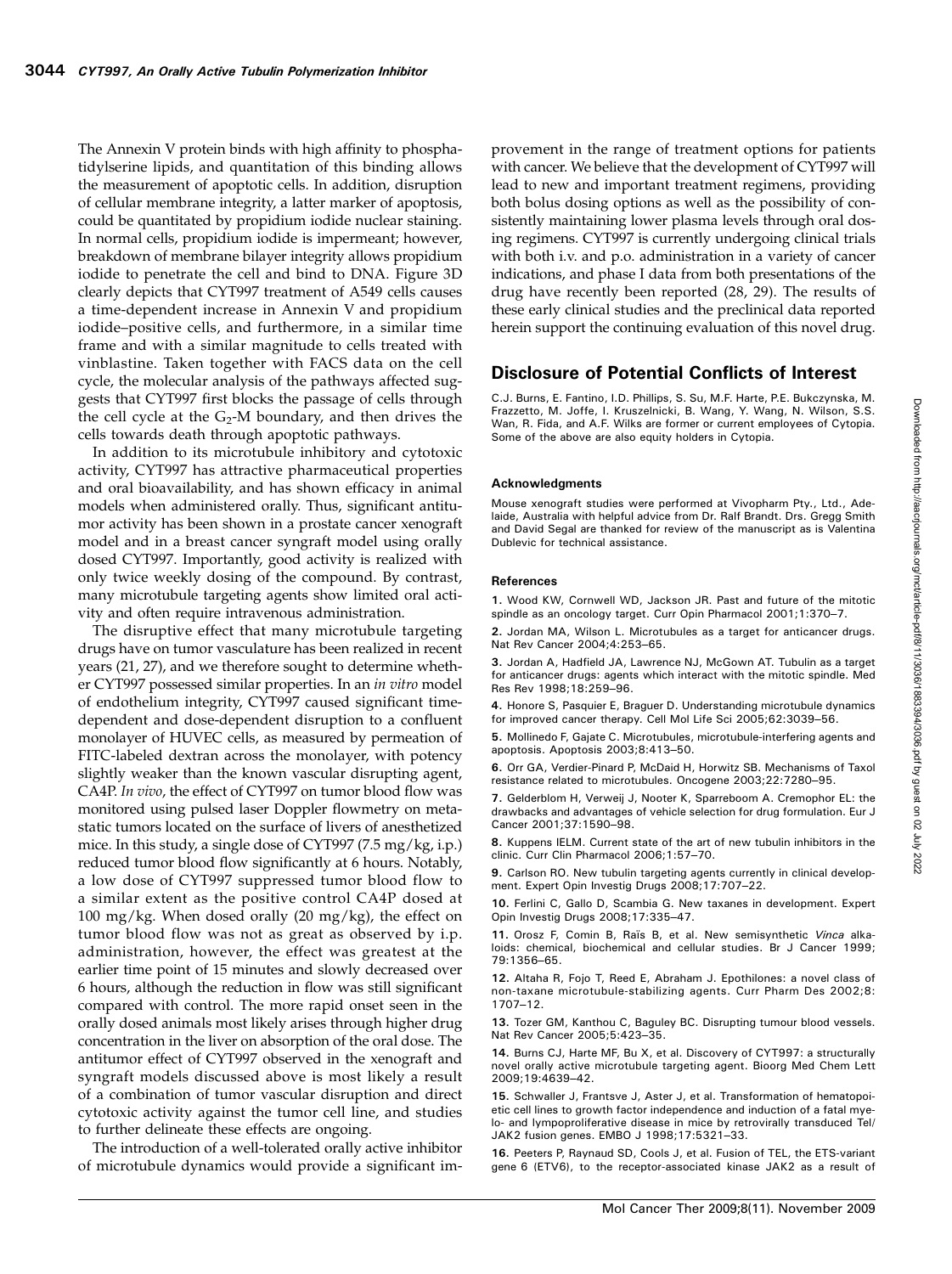The Annexin V protein binds with high affinity to phosphatidylserine lipids, and quantitation of this binding allows the measurement of apoptotic cells. In addition, disruption of cellular membrane integrity, a latter marker of apoptosis, could be quantitated by propidium iodide nuclear staining. In normal cells, propidium iodide is impermeant; however, breakdown of membrane bilayer integrity allows propidium iodide to penetrate the cell and bind to DNA. Figure 3D clearly depicts that CYT997 treatment of A549 cells causes a time-dependent increase in Annexin V and propidium iodide–positive cells, and furthermore, in a similar time frame and with a similar magnitude to cells treated with vinblastine. Taken together with FACS data on the cell cycle, the molecular analysis of the pathways affected suggests that CYT997 first blocks the passage of cells through the cell cycle at the $G_2$-M boundary, and then drives the cells towards death through apoptotic pathways.

In addition to its microtubule inhibitory and cytotoxic activity, CYT997 has attractive pharmaceutical properties and oral bioavailability, and has shown efficacy in animal models when administered orally. Thus, significant antitumor activity has been shown in a prostate cancer xenograft model and in a breast cancer syngraft model using orally dosed CYT997. Importantly, good activity is realized with only twice weekly dosing of the compound. By contrast, many microtubule targeting agents show limited oral activity and often require intravenous administration.

The disruptive effect that many microtubule targeting drugs have on tumor vasculature has been realized in recent years (21, 27), and we therefore sought to determine whether CYT997 possessed similar properties. In an *in vitro* model of endothelium integrity, CYT997 caused significant time-dependent and dose-dependent disruption to a confluent monolayer of HUVEC cells, as measured by permeation of FITC-labeled dextran across the monolayer, with potency slightly weaker than the known vascular disrupting agent, CA4P. *In vivo*, the effect of CYT997 on tumor blood flow was monitored using pulsed laser Doppler flowmetry on metastatic tumors located on the surface of livers of anesthetized mice. In this study, a single dose of CYT997 (7.5 mg/kg, i.p.) reduced tumor blood flow significantly at 6 hours. Notably, a low dose of CYT997 suppressed tumor blood flow to a similar extent as the positive control CA4P dosed at 100 mg/kg. When dosed orally (20 mg/kg), the effect on tumor blood flow was not as great as observed by i.p. administration, however, the effect was greatest at the earlier time point of 15 minutes and slowly decreased over 6 hours, although the reduction in flow was still significant compared with control. The more rapid onset seen in the orally dosed animals most likely arises through higher drug concentration in the liver on absorption of the oral dose. The antitumor effect of CYT997 observed in the xenograft and syngraft models discussed above is most likely a result of a combination of tumor vascular disruption and direct cytotoxic activity against the tumor cell line, and studies to further delineate these effects are ongoing.

The introduction of a well-tolerated orally active inhibitor of microtubule dynamics would provide a significant improvement in the range of treatment options for patients with cancer. We believe that the development of CYT997 will lead to new and important treatment regimens, providing both bolus dosing options as well as the possibility of consistently maintaining lower plasma levels through oral dosing regimens. CYT997 is currently undergoing clinical trials with both i.v. and p.o. administration in a variety of cancer indications, and phase I data from both presentations of the drug have recently been reported (28, 29). The results of these early clinical studies and the preclinical data reported herein support the continuing evaluation of this novel drug.

## Disclosure of Potential Conflicts of Interest

C.J. Burns, E. Fantino, I.D. Phillips, S. Su, M.F. Harte, P.E. Bukczynska, M. Frazzetto, M. Joffe, I. Kruszelnicki, B. Wang, Y. Wang, N. Wilson, S.S. Wan, R. Fida, and A.F. Wilks are former or current employees of Cytopia. Some of the above are also equity holders in Cytopia.

### Acknowledgments

Mouse xenograft studies were performed at Vivopharm Pty., Ltd., Adelaide, Australia with helpful advice from Dr. Ralf Brandt. Drs. Gregg Smith and David Segal are thanked for review of the manuscript as is Valentina Dublevic for technical assistance.

### References

1. Wood KW, Cornwell WD, Jackson JR. Past and future of the mitotic spindle as an oncology target. Curr Opin Pharmacol 2001;1:370–7.
2. Jordan MA, Wilson L. Microtubules as a target for anticancer drugs. Nat Rev Cancer 2004;4:253–65.
3. Jordan A, Hadfield JA, Lawrence NJ, McGown AT. Tubulin as a target for anticancer drugs: agents which interact with the mitotic spindle. Med Res Rev 1998;18:259–96.
4. Honore S, Pasquier E, Braguer D. Understanding microtubule dynamics for improved cancer therapy. Cell Mol Life Sci 2005;62:3039–56.
5. Mollinedo F, Gajate C. Microtubules, microtubule-interfering agents and apoptosis. Apoptosis 2003;8:413–50.
6. Orr GA, Verdier-Pinard P, McDaid H, Horwitz SB. Mechanisms of Taxol resistance related to microtubules. Oncogene 2003;22:7280–95.
7. Gelderblom H, Verweij J, Nooter K, Sparreboom A. Cremophor EL: the drawbacks and advantages of vehicle selection for drug formulation. Eur J Cancer 2001;37:1590–98.
8. Kuppens IELM. Current state of the art of new tubulin inhibitors in the clinic. Curr Clin Pharmacol 2006;1:57–70.
9. Carlson RO. New tubulin targeting agents currently in clinical development. Expert Opin Investig Drugs 2008;17:707–22.
10. Ferlini C, Gallo D, Scambia G. New taxanes in development. Expert Opin Investig Drugs 2008;17:335–47.
11. Orosz F, Comin B, Raïs B, et al. New semisynthetic *Vinca* alkaloids: chemical, biochemical and cellular studies. Br J Cancer 1999; 79:1356–65.
12. Altaha R, Fojo T, Reed E, Abraham J. Epothilones: a novel class of non-taxane microtubule-stabilizing agents. Curr Pharm Des 2002;8: 1707–12.
13. Tozer GM, Kanthou C, Baguley BC. Disrupting tumour blood vessels. Nat Rev Cancer 2005;5:423–35.
14. Burns CJ, Harte MF, Bu X, et al. Discovery of CYT997: a structurally novel orally active microtubule targeting agent. Bioorg Med Chem Lett 2009;19:4639–42.
15. Schwaller J, Frantsve J, Aster J, et al. Transformation of hematopoietic cell lines to growth factor independence and induction of a fatal myelo- and lympoproliferative disease in mice by retrovirally transduced Tel/JAK2 fusion genes. EMBO J 1998;17:5321–33.
16. Peeters P, Raynaud SD, Cools J, et al. Fusion of TEL, the ETS-variant gene 6 (ETV6), to the receptor-associated kinase JAK2 as a result of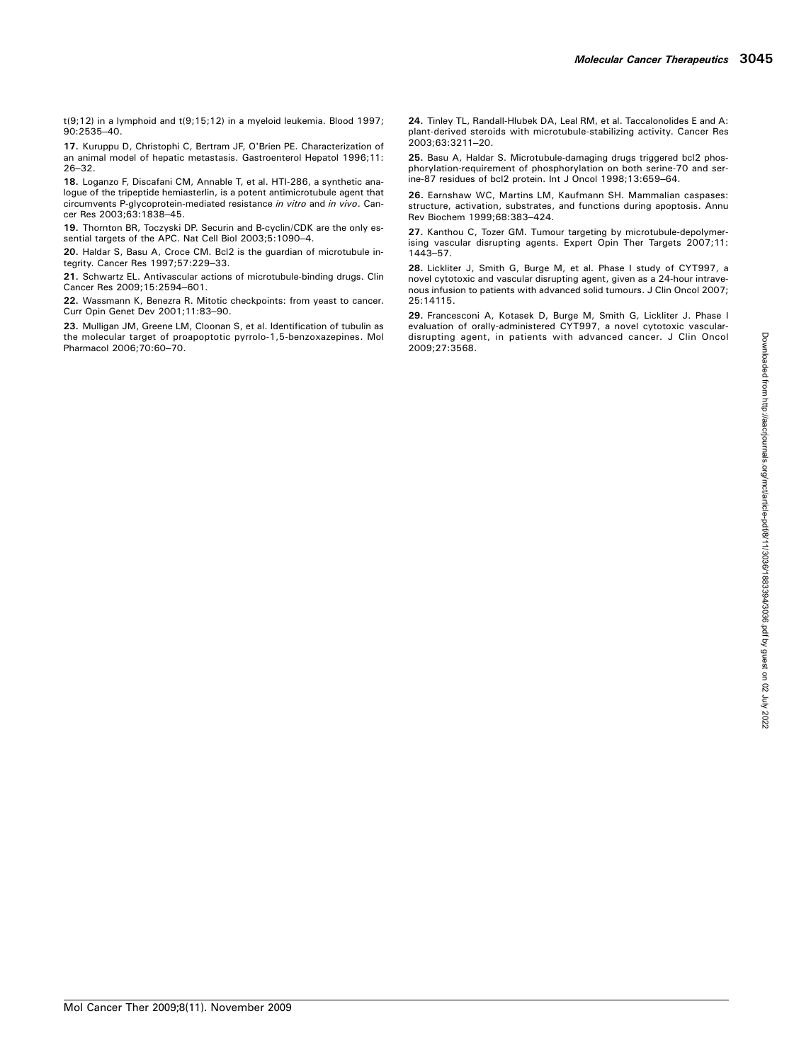t(9;12) in a lymphoid and t(9;15;12) in a myeloid leukemia. Blood 1997; 90:2535–40.

**17.** Kuruppu D, Christophi C, Bertram JF, O'Brien PE. Characterization of an animal model of hepatic metastasis. Gastroenterol Hepatol 1996;11: 26–32.

**18.** Loganzo F, Discafani CM, Annable T, et al. HTI-286, a synthetic analogue of the tripeptide hemiasterlin, is a potent antimicrotubule agent that circumvents P-glycoprotein-mediated resistance *in vitro* and *in vivo*. Cancer Res 2003;63:1838–45.

**19.** Thornton BR, Toczyski DP. Securin and B-cyclin/CDK are the only essential targets of the APC. Nat Cell Biol 2003;5:1090–4.

**20.** Haldar S, Basu A, Croce CM. Bcl2 is the guardian of microtubule integrity. Cancer Res 1997;57:229–33.

**21.** Schwartz EL. Antivascular actions of microtubule-binding drugs. Clin Cancer Res 2009;15:2594–601.

**22.** Wassmann K, Benezra R. Mitotic checkpoints: from yeast to cancer. Curr Opin Genet Dev 2001;11:83–90.

**23.** Mulligan JM, Greene LM, Cloonan S, et al. Identification of tubulin as the molecular target of proapoptotic pyrrolo-1,5-benzoxazepines. Mol Pharmacol 2006;70:60–70.

**24.** Tinley TL, Randall-Hlubek DA, Leal RM, et al. Taccalonolides E and A: plant-derived steroids with microtubule-stabilizing activity. Cancer Res 2003;63:3211–20.

**25.** Basu A, Haldar S. Microtubule-damaging drugs triggered bcl2 phosphorylation-requirement of phosphorylation on both serine-70 and serine-87 residues of bcl2 protein. Int J Oncol 1998;13:659–64.

**26.** Earnshaw WC, Martins LM, Kaufmann SH. Mammalian caspases: structure, activation, substrates, and functions during apoptosis. Annu Rev Biochem 1999;68:383–424.

**27.** Kanthou C, Tozer GM. Tumour targeting by microtubule-depolymerising vascular disrupting agents. Expert Opin Ther Targets 2007;11: 1443–57.

**28.** Lickliter J, Smith G, Burge M, et al. Phase I study of CYT997, a novel cytotoxic and vascular disrupting agent, given as a 24-hour intravenous infusion to patients with advanced solid tumours. J Clin Oncol 2007; 25:14115.

**29.** Francesconi A, Kotasek D, Burge M, Smith G, Lickliter J. Phase I evaluation of orally-administered CYT997, a novel cytotoxic vascular-disrupting agent, in patients with advanced cancer. J Clin Oncol 2009;27:3568.